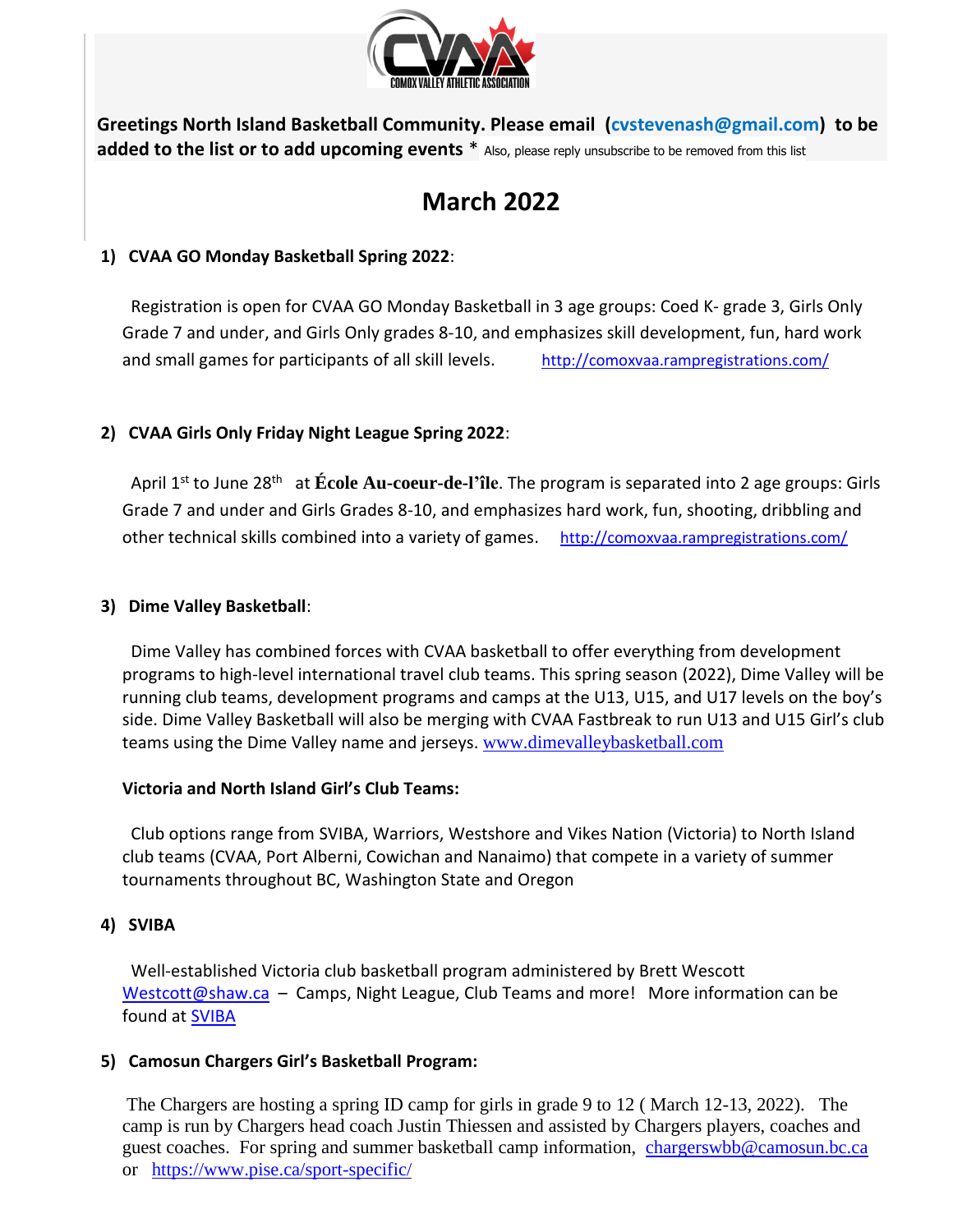Greetings North Island Basketball Community. Please email (cvstevenash@gmail.com) to be added to the list or to add upcoming events * Also, please reply unsubscribe to be removed from this list

# March 2022

**1) CVAA GO Monday Basketball Spring 2022**:

Registration is open for CVAA GO Monday Basketball in 3 age groups: Coed K- grade 3, Girls Only Grade 7 and under, and Girls Only grades 8-10, and emphasizes skill development, fun, hard work and small games for participants of all skill levels. http://comoxvaa.rampregistrations.com/

**2) CVAA Girls Only Friday Night League Spring 2022**:

April 1st to June 28th at **École Au-coeur-de-l'île**. The program is separated into 2 age groups: Girls Grade 7 and under and Girls Grades 8-10, and emphasizes hard work, fun, shooting, dribbling and other technical skills combined into a variety of games. http://comoxvaa.rampregistrations.com/

**3) Dime Valley Basketball**:

Dime Valley has combined forces with CVAA basketball to offer everything from development programs to high-level international travel club teams. This spring season (2022), Dime Valley will be running club teams, development programs and camps at the U13, U15, and U17 levels on the boy's side. Dime Valley Basketball will also be merging with CVAA Fastbreak to run U13 and U15 Girl's club teams using the Dime Valley name and jerseys. www.dimevalleybasketball.com

**Victoria and North Island Girl's Club Teams:**

Club options range from SVIBA, Warriors, Westshore and Vikes Nation (Victoria) to North Island club teams (CVAA, Port Alberni, Cowichan and Nanaimo) that compete in a variety of summer tournaments throughout BC, Washington State and Oregon

**4) SVIBA**

Well-established Victoria club basketball program administered by Brett Wescott Westcott@shaw.ca – Camps, Night League, Club Teams and more! More information can be found at SVIBA

**5) Camosun Chargers Girl's Basketball Program:**

The Chargers are hosting a spring ID camp for girls in grade 9 to 12 ( March 12-13, 2022). The camp is run by Chargers head coach Justin Thiessen and assisted by Chargers players, coaches and guest coaches. For spring and summer basketball camp information, chargerswbb@camosun.bc.ca or https://www.pise.ca/sport-specific/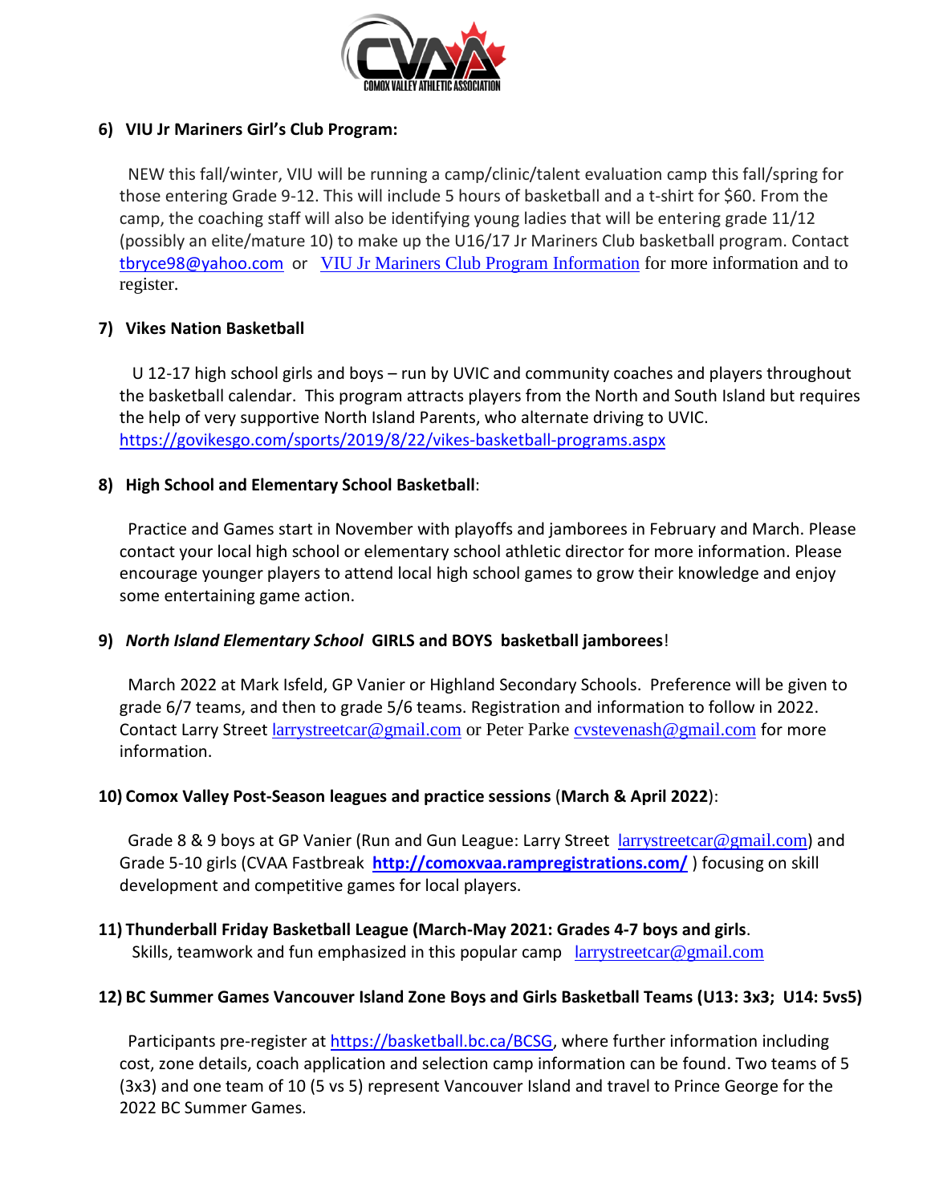### 6) VIU Jr Mariners Girl's Club Program:

NEW this fall/winter, VIU will be running a camp/clinic/talent evaluation camp this fall/spring for those entering Grade 9-12. This will include 5 hours of basketball and a t-shirt for $60. From the camp, the coaching staff will also be identifying young ladies that will be entering grade 11/12 (possibly an elite/mature 10) to make up the U16/17 Jr Mariners Club basketball program. Contact tbryce98@yahoo.com or VIU Jr Mariners Club Program Information for more information and to register.

### 7) Vikes Nation Basketball

U 12-17 high school girls and boys – run by UVIC and community coaches and players throughout the basketball calendar. This program attracts players from the North and South Island but requires the help of very supportive North Island Parents, who alternate driving to UVIC. https://govikesgo.com/sports/2019/8/22/vikes-basketball-programs.aspx

### 8) High School and Elementary School Basketball:

Practice and Games start in November with playoffs and jamborees in February and March. Please contact your local high school or elementary school athletic director for more information. Please encourage younger players to attend local high school games to grow their knowledge and enjoy some entertaining game action.

### 9) *North Island Elementary School* GIRLS and BOYS basketball jamborees!

March 2022 at Mark Isfeld, GP Vanier or Highland Secondary Schools. Preference will be given to grade 6/7 teams, and then to grade 5/6 teams. Registration and information to follow in 2022. Contact Larry Street larrystreetcar@gmail.com or Peter Parke cvstevenash@gmail.com for more information.

### 10) Comox Valley Post-Season leagues and practice sessions (March & April 2022):

Grade 8 & 9 boys at GP Vanier (Run and Gun League: Larry Street larrystreetcar@gmail.com) and Grade 5-10 girls (CVAA Fastbreak **http://comoxvaa.rampregistrations.com/** ) focusing on skill development and competitive games for local players.

### 11) Thunderball Friday Basketball League (March-May 2021: Grades 4-7 boys and girls.

Skills, teamwork and fun emphasized in this popular camp larrystreetcar@gmail.com

### 12) BC Summer Games Vancouver Island Zone Boys and Girls Basketball Teams (U13: 3x3; U14: 5vs5)

Participants pre-register at https://basketball.bc.ca/BCSG, where further information including cost, zone details, coach application and selection camp information can be found. Two teams of 5 (3x3) and one team of 10 (5 vs 5) represent Vancouver Island and travel to Prince George for the 2022 BC Summer Games.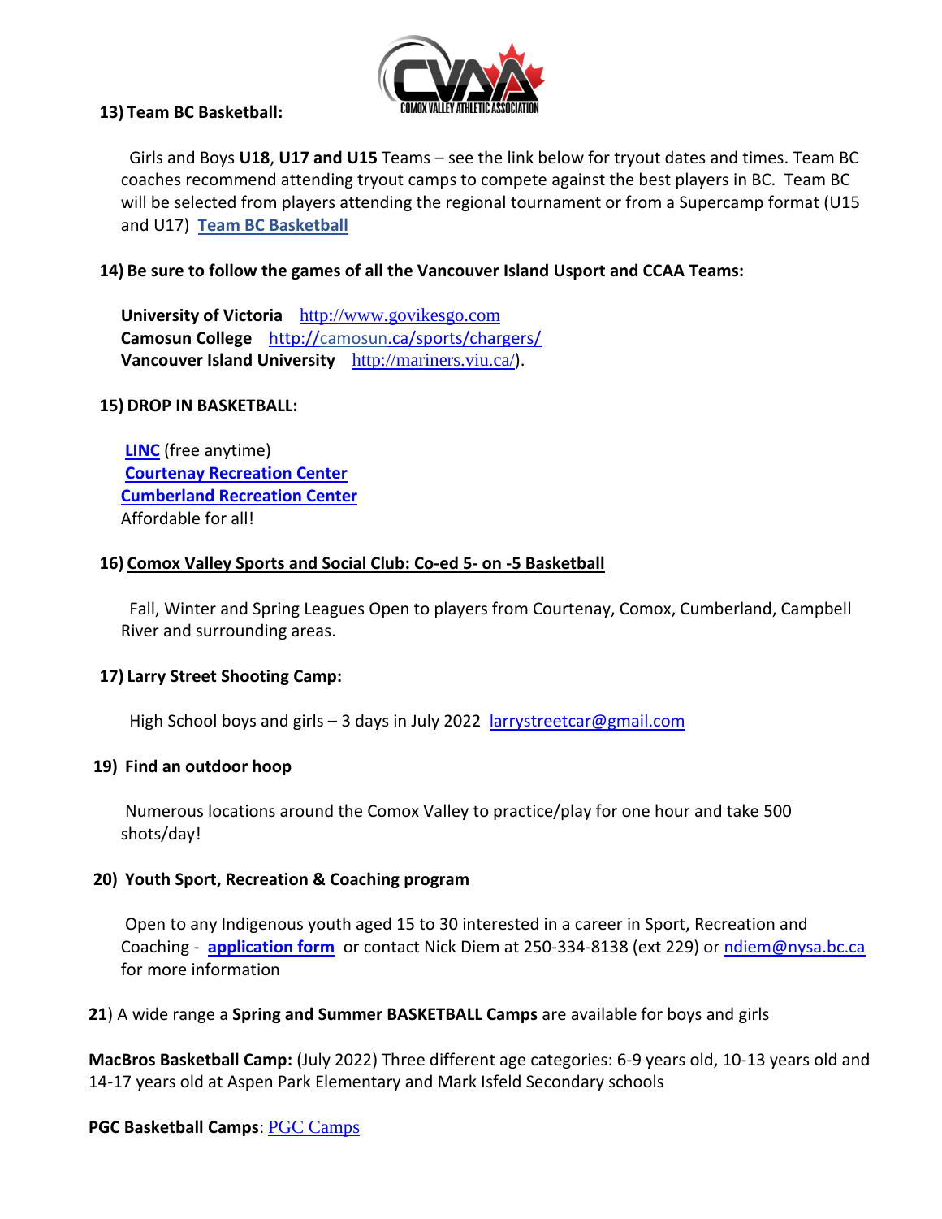**13) Team BC Basketball:**

Girls and Boys **U18**, **U17 and U15** Teams – see the link below for tryout dates and times. Team BC coaches recommend attending tryout camps to compete against the best players in BC. Team BC will be selected from players attending the regional tournament or from a Supercamp format (U15 and U17) **Team BC Basketball**

**14) Be sure to follow the games of all the Vancouver Island Usport and CCAA Teams:**

**University of Victoria** http://www.govikesgo.com
**Camosun College** http://camosun.ca/sports/chargers/
**Vancouver Island University** http://mariners.viu.ca/).

**15) DROP IN BASKETBALL:**

**LINC** (free anytime)
**Courtenay Recreation Center**
**Cumberland Recreation Center**
Affordable for all!

**16) Comox Valley Sports and Social Club: Co-ed 5- on -5 Basketball**

Fall, Winter and Spring Leagues Open to players from Courtenay, Comox, Cumberland, Campbell River and surrounding areas.

**17) Larry Street Shooting Camp:**

High School boys and girls – 3 days in July 2022 larrystreetcar@gmail.com

**19) Find an outdoor hoop**

Numerous locations around the Comox Valley to practice/play for one hour and take 500 shots/day!

**20) Youth Sport, Recreation & Coaching program**

Open to any Indigenous youth aged 15 to 30 interested in a career in Sport, Recreation and Coaching - **application form** or contact Nick Diem at 250-334-8138 (ext 229) or ndiem@nysa.bc.ca for more information

**21**) A wide range a **Spring and Summer BASKETBALL Camps** are available for boys and girls

**MacBros Basketball Camp:** (July 2022) Three different age categories: 6-9 years old, 10-13 years old and 14-17 years old at Aspen Park Elementary and Mark Isfeld Secondary schools

**PGC Basketball Camps**: PGC Camps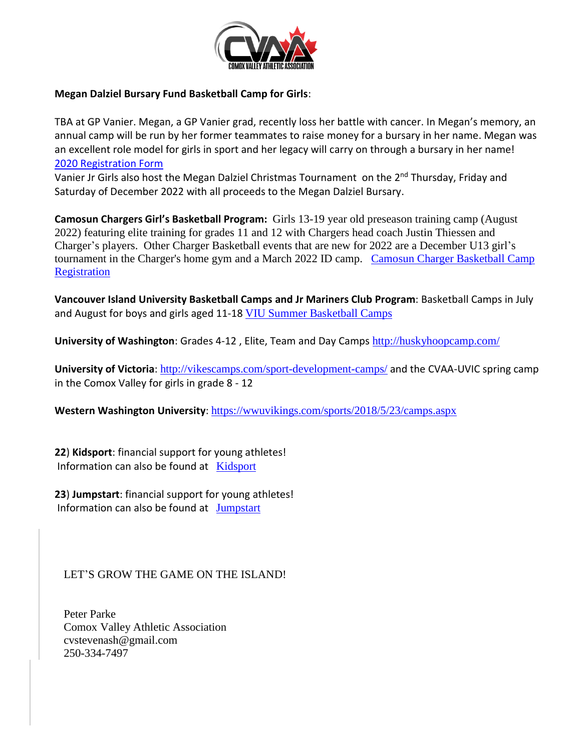**Megan Dalziel Bursary Fund Basketball Camp for Girls**:

TBA at GP Vanier. Megan, a GP Vanier grad, recently loss her battle with cancer. In Megan's memory, an annual camp will be run by her former teammates to raise money for a bursary in her name. Megan was an excellent role model for girls in sport and her legacy will carry on through a bursary in her name!
[2020 Registration Form]
Vanier Jr Girls also host the Megan Dalziel Christmas Tournament on the 2nd Thursday, Friday and Saturday of December 2022 with all proceeds to the Megan Dalziel Bursary.

**Camosun Chargers Girl's Basketball Program:** Girls 13-19 year old preseason training camp (August 2022) featuring elite training for grades 11 and 12 with Chargers head coach Justin Thiessen and Charger's players. Other Charger Basketball events that are new for 2022 are a December U13 girl's tournament in the Charger's home gym and a March 2022 ID camp. [Camosun Charger Basketball Camp Registration]

**Vancouver Island University Basketball Camps and Jr Mariners Club Program**: Basketball Camps in July and August for boys and girls aged 11-18 [VIU Summer Basketball Camps]

**University of Washington**: Grades 4-12 , Elite, Team and Day Camps http://huskyhoopcamp.com/

**University of Victoria**: http://vikescamps.com/sport-development-camps/ and the CVAA-UVIC spring camp in the Comox Valley for girls in grade 8 - 12

**Western Washington University**: https://wwuvikings.com/sports/2018/5/23/camps.aspx

**22**) **Kidsport**: financial support for young athletes!
Information can also be found at [Kidsport]

**23**) **Jumpstart**: financial support for young athletes!
Information can also be found at [Jumpstart]

LET'S GROW THE GAME ON THE ISLAND!

Peter Parke
Comox Valley Athletic Association
cvstevenash@gmail.com
250-334-7497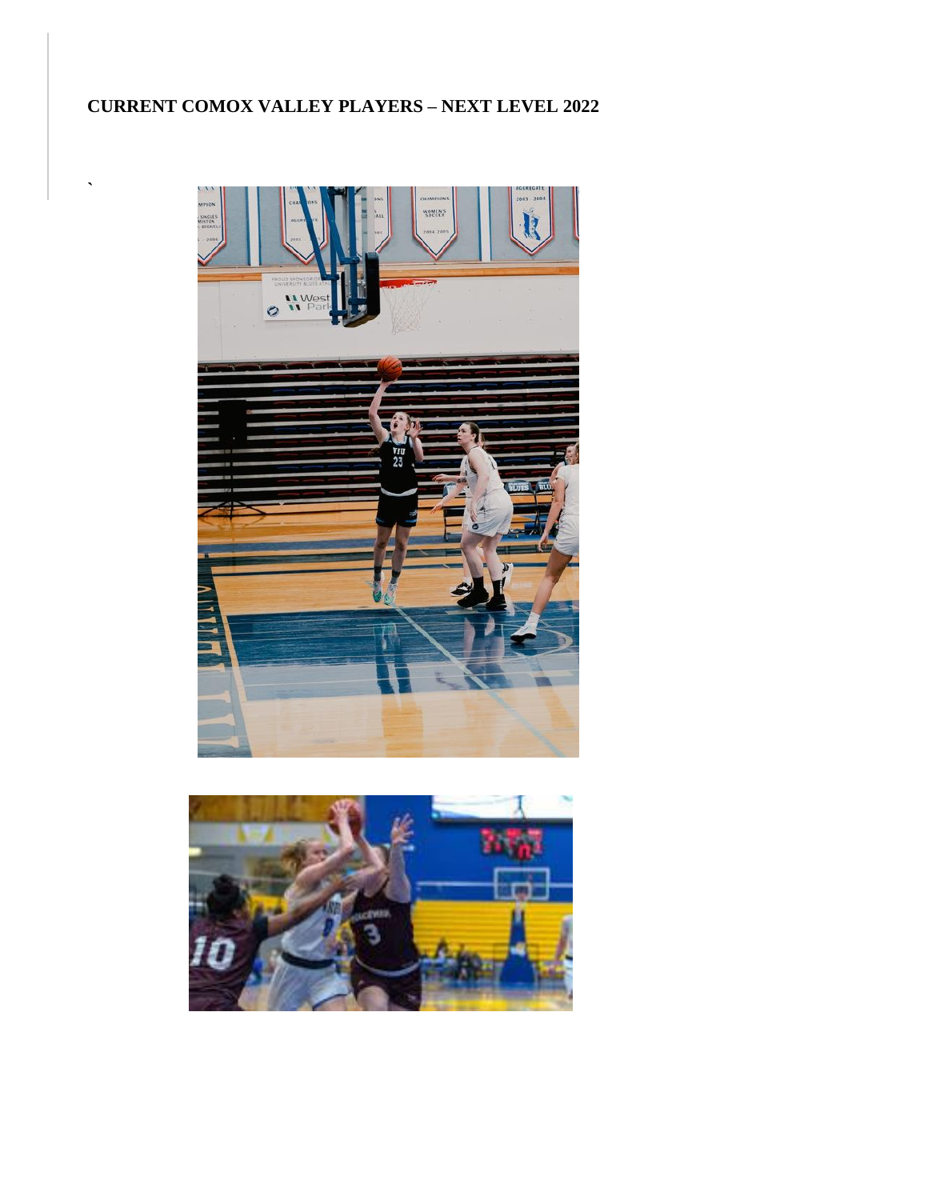**CURRENT COMOX VALLEY PLAYERS – NEXT LEVEL 2022**

`